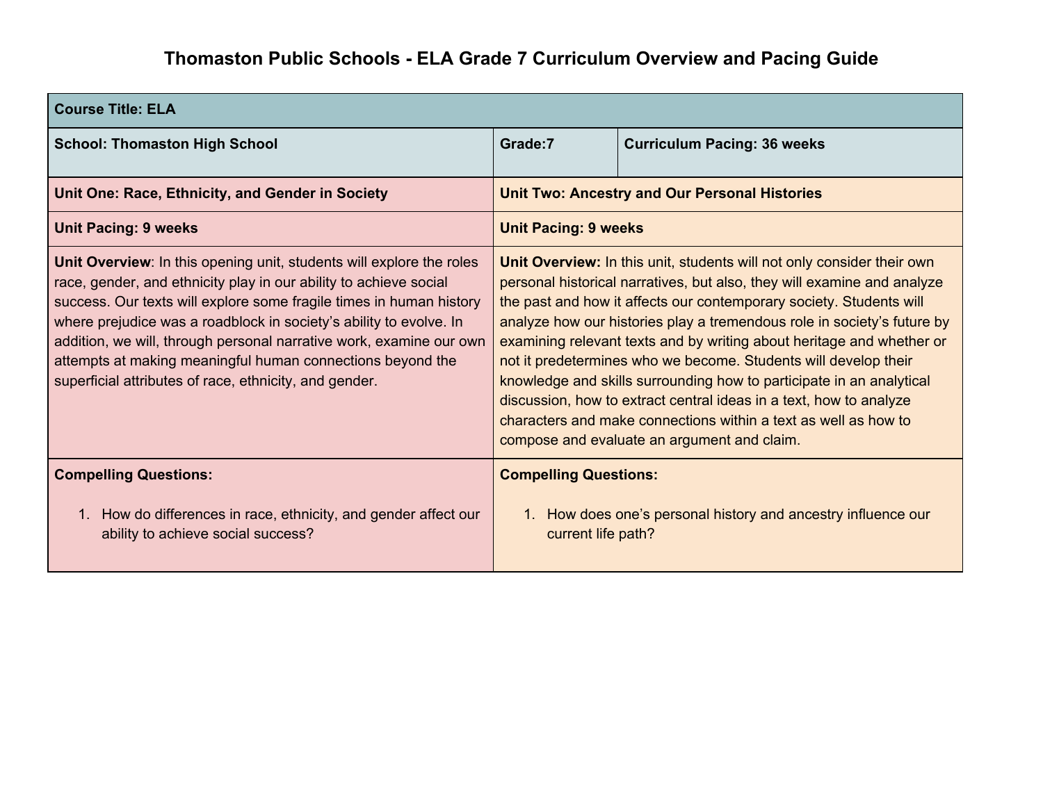# Thomaston Public Schools - ELA Grade 7 Curriculum Overview and Pacing Guide

| **Course Title: ELA** | | |
|---|---|---|
| **School: Thomaston High School** | **Grade:7** | **Curriculum Pacing: 36 weeks** |

| **Unit One: Race, Ethnicity, and Gender in Society** | **Unit Two: Ancestry and Our Personal Histories** |
|---|---|
| **Unit Pacing: 9 weeks** | **Unit Pacing: 9 weeks** |
| **Unit Overview**: In this opening unit, students will explore the roles race, gender, and ethnicity play in our ability to achieve social success. Our texts will explore some fragile times in human history where prejudice was a roadblock in society's ability to evolve. In addition, we will, through personal narrative work, examine our own attempts at making meaningful human connections beyond the superficial attributes of race, ethnicity, and gender. | **Unit Overview:** In this unit, students will not only consider their own personal historical narratives, but also, they will examine and analyze the past and how it affects our contemporary society. Students will analyze how our histories play a tremendous role in society's future by examining relevant texts and by writing about heritage and whether or not it predetermines who we become. Students will develop their knowledge and skills surrounding how to participate in an analytical discussion, how to extract central ideas in a text, how to analyze characters and make connections within a text as well as how to compose and evaluate an argument and claim. |
| **Compelling Questions:**<br><br>1. How do differences in race, ethnicity, and gender affect our ability to achieve social success? | **Compelling Questions:**<br><br>1. How does one's personal history and ancestry influence our current life path? |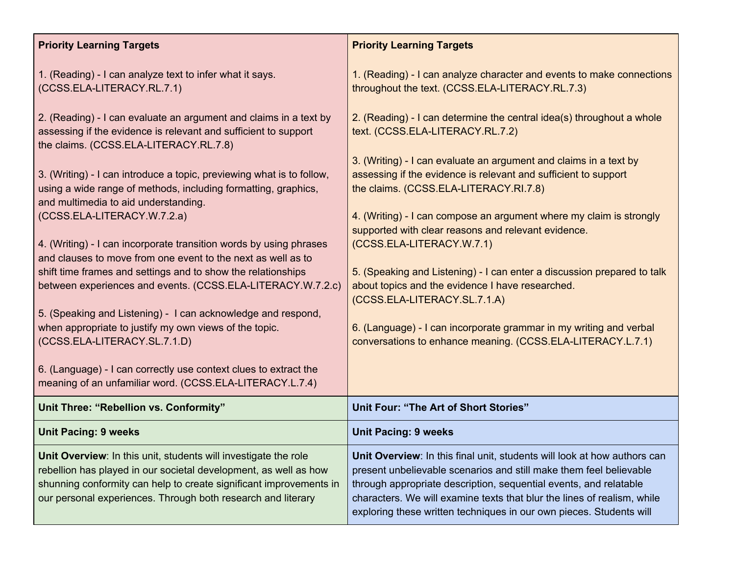| **Priority Learning Targets**<br><br>1. (Reading) - I can analyze text to infer what it says. (CCSS.ELA-LITERACY.RL.7.1)<br><br>2. (Reading) - I can evaluate an argument and claims in a text by assessing if the evidence is relevant and sufficient to support the claims. (CCSS.ELA-LITERACY.RL.7.8)<br><br>3. (Writing) - I can introduce a topic, previewing what is to follow, using a wide range of methods, including formatting, graphics, and multimedia to aid understanding. (CCSS.ELA-LITERACY.W.7.2.a)<br><br>4. (Writing) - I can incorporate transition words by using phrases and clauses to move from one event to the next as well as to shift time frames and settings and to show the relationships between experiences and events. (CCSS.ELA-LITERACY.W.7.2.c)<br><br>5. (Speaking and Listening) - I can acknowledge and respond, when appropriate to justify my own views of the topic. (CCSS.ELA-LITERACY.SL.7.1.D)<br><br>6. (Language) - I can correctly use context clues to extract the meaning of an unfamiliar word. (CCSS.ELA-LITERACY.L.7.4) | **Priority Learning Targets**<br><br>1. (Reading) - I can analyze character and events to make connections throughout the text. (CCSS.ELA-LITERACY.RL.7.3)<br><br>2. (Reading) - I can determine the central idea(s) throughout a whole text. (CCSS.ELA-LITERACY.RL.7.2)<br><br>3. (Writing) - I can evaluate an argument and claims in a text by assessing if the evidence is relevant and sufficient to support the claims. (CCSS.ELA-LITERACY.RI.7.8)<br><br>4. (Writing) - I can compose an argument where my claim is strongly supported with clear reasons and relevant evidence. (CCSS.ELA-LITERACY.W.7.1)<br><br>5. (Speaking and Listening) - I can enter a discussion prepared to talk about topics and the evidence I have researched. (CCSS.ELA-LITERACY.SL.7.1.A)<br><br>6. (Language) - I can incorporate grammar in my writing and verbal conversations to enhance meaning. (CCSS.ELA-LITERACY.L.7.1) |
|---|---|
| **Unit Three: "Rebellion vs. Conformity"** | **Unit Four: "The Art of Short Stories"** |
| **Unit Pacing: 9 weeks** | **Unit Pacing: 9 weeks** |
| **Unit Overview**: In this unit, students will investigate the role rebellion has played in our societal development, as well as how shunning conformity can help to create significant improvements in our personal experiences. Through both research and literary | **Unit Overview**: In this final unit, students will look at how authors can present unbelievable scenarios and still make them feel believable through appropriate description, sequential events, and relatable characters. We will examine texts that blur the lines of realism, while exploring these written techniques in our own pieces. Students will |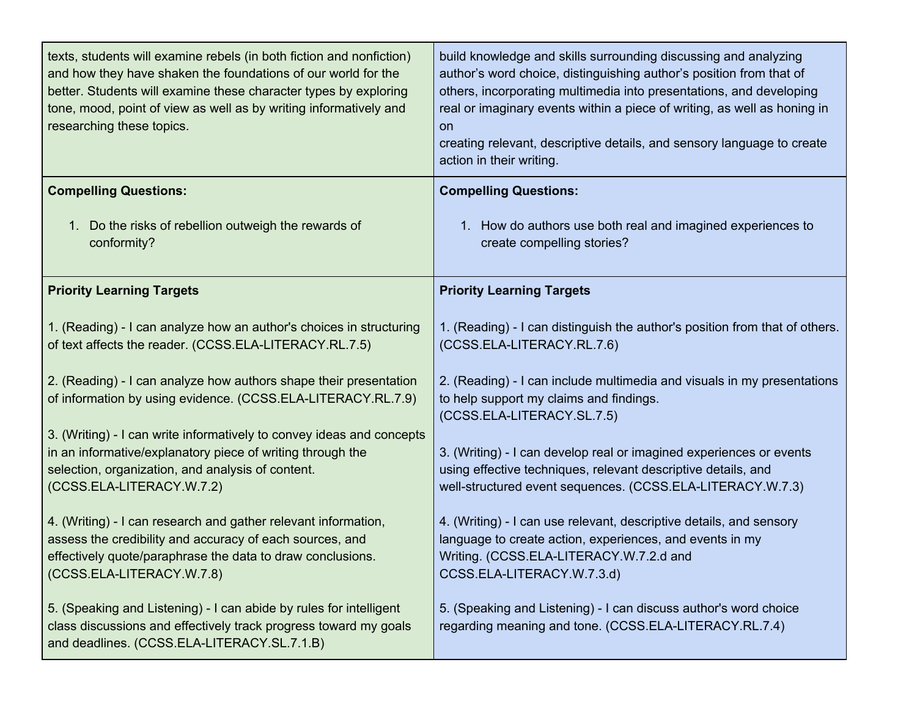| | |
|---|---|
| texts, students will examine rebels (in both fiction and nonfiction) and how they have shaken the foundations of our world for the better. Students will examine these character types by exploring tone, mood, point of view as well as by writing informatively and researching these topics. | build knowledge and skills surrounding discussing and analyzing author's word choice, distinguishing author's position from that of others, incorporating multimedia into presentations, and developing real or imaginary events within a piece of writing, as well as honing in on creating relevant, descriptive details, and sensory language to create action in their writing. |
| **Compelling Questions:**<br><br>1. Do the risks of rebellion outweigh the rewards of conformity? | **Compelling Questions:**<br><br>1. How do authors use both real and imagined experiences to create compelling stories? |
| **Priority Learning Targets**<br><br>1. (Reading) - I can analyze how an author's choices in structuring of text affects the reader. (CCSS.ELA-LITERACY.RL.7.5)<br><br>2. (Reading) - I can analyze how authors shape their presentation of information by using evidence. (CCSS.ELA-LITERACY.RL.7.9)<br><br>3. (Writing) - I can write informatively to convey ideas and concepts in an informative/explanatory piece of writing through the selection, organization, and analysis of content. (CCSS.ELA-LITERACY.W.7.2)<br><br>4. (Writing) - I can research and gather relevant information, assess the credibility and accuracy of each sources, and effectively quote/paraphrase the data to draw conclusions. (CCSS.ELA-LITERACY.W.7.8)<br><br>5. (Speaking and Listening) - I can abide by rules for intelligent class discussions and effectively track progress toward my goals and deadlines. (CCSS.ELA-LITERACY.SL.7.1.B) | **Priority Learning Targets**<br><br>1. (Reading) - I can distinguish the author's position from that of others. (CCSS.ELA-LITERACY.RL.7.6)<br><br>2. (Reading) - I can include multimedia and visuals in my presentations to help support my claims and findings. (CCSS.ELA-LITERACY.SL.7.5)<br><br>3. (Writing) - I can develop real or imagined experiences or events using effective techniques, relevant descriptive details, and well-structured event sequences. (CCSS.ELA-LITERACY.W.7.3)<br><br>4. (Writing) - I can use relevant, descriptive details, and sensory language to create action, experiences, and events in my Writing. (CCSS.ELA-LITERACY.W.7.2.d and CCSS.ELA-LITERACY.W.7.3.d)<br><br>5. (Speaking and Listening) - I can discuss author's word choice regarding meaning and tone. (CCSS.ELA-LITERACY.RL.7.4) |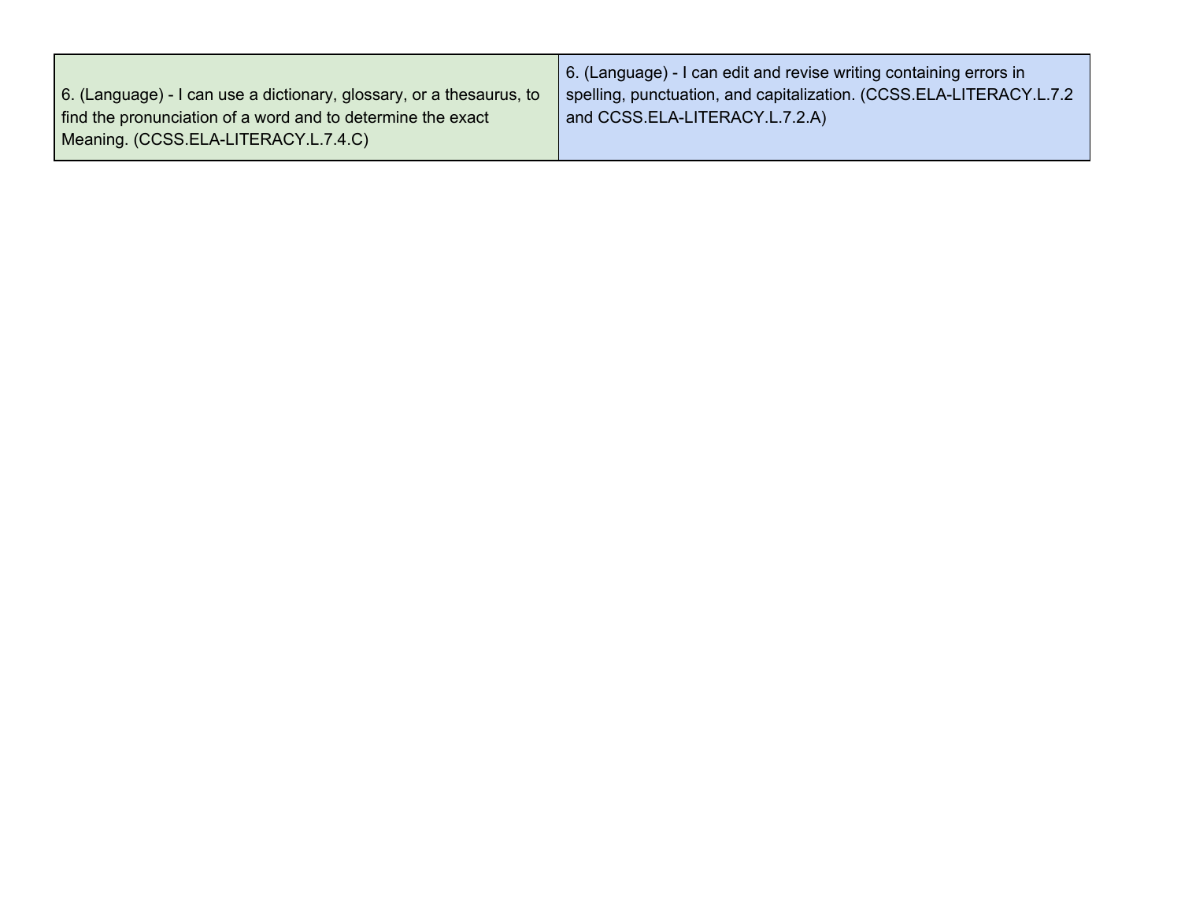| | |
|---|---|
| 6. (Language) - I can use a dictionary, glossary, or a thesaurus, to find the pronunciation of a word and to determine the exact Meaning. (CCSS.ELA-LITERACY.L.7.4.C) | 6. (Language) - I can edit and revise writing containing errors in spelling, punctuation, and capitalization. (CCSS.ELA-LITERACY.L.7.2 and CCSS.ELA-LITERACY.L.7.2.A) |